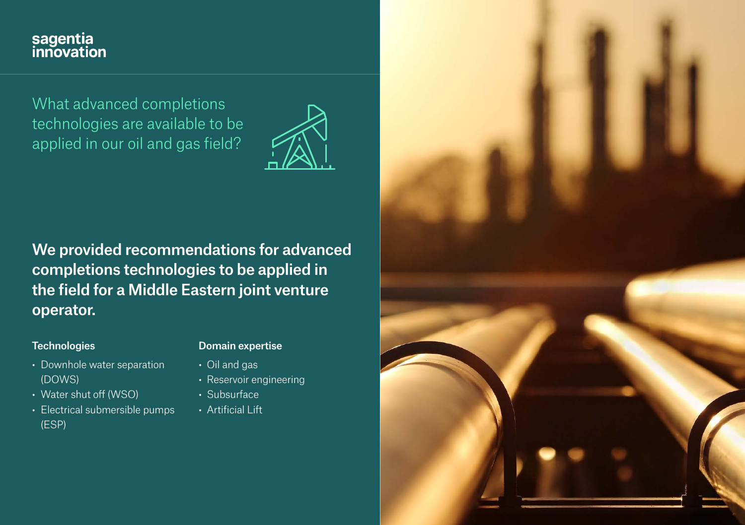sagentia innovation

## What advanced completions technologies are available to be applied in our oil and gas field?

**We provided recommendations for advanced completions technologies to be applied in the field for a Middle Eastern joint venture operator.**

### Technologies

- Downhole water separation (DOWS)
- Water shut off (WSO)
- Electrical submersible pumps (ESP)

### Domain expertise

- Oil and gas
- Reservoir engineering
- Subsurface
- Artificial Lift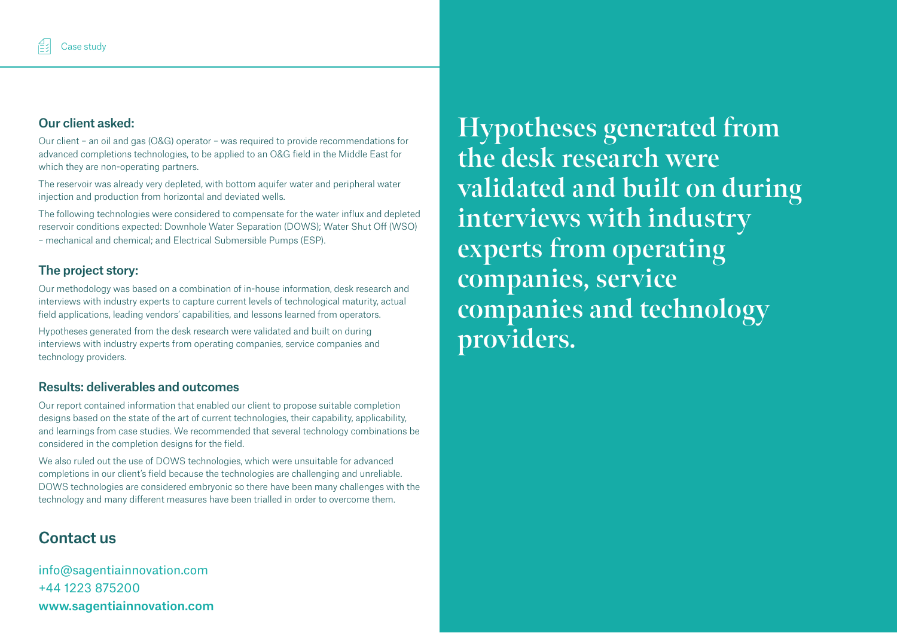Case study

## Our client asked:

Our client – an oil and gas (O&G) operator – was required to provide recommendations for advanced completions technologies, to be applied to an O&G field in the Middle East for which they are non-operating partners.

The reservoir was already very depleted, with bottom aquifer water and peripheral water injection and production from horizontal and deviated wells.

The following technologies were considered to compensate for the water influx and depleted reservoir conditions expected: Downhole Water Separation (DOWS); Water Shut Off (WSO) – mechanical and chemical; and Electrical Submersible Pumps (ESP).

## The project story:

Our methodology was based on a combination of in-house information, desk research and interviews with industry experts to capture current levels of technological maturity, actual field applications, leading vendors' capabilities, and lessons learned from operators.

Hypotheses generated from the desk research were validated and built on during interviews with industry experts from operating companies, service companies and technology providers.

## Results: deliverables and outcomes

Our report contained information that enabled our client to propose suitable completion designs based on the state of the art of current technologies, their capability, applicability, and learnings from case studies. We recommended that several technology combinations be considered in the completion designs for the field.

We also ruled out the use of DOWS technologies, which were unsuitable for advanced completions in our client's field because the technologies are challenging and unreliable. DOWS technologies are considered embryonic so there have been many challenges with the technology and many different measures have been trialled in order to overcome them.

## Contact us

info@sagentiainnovation.com
+44 1223 875200
**www.sagentiainnovation.com**

**Hypotheses generated from the desk research were validated and built on during interviews with industry experts from operating companies, service companies and technology providers.**